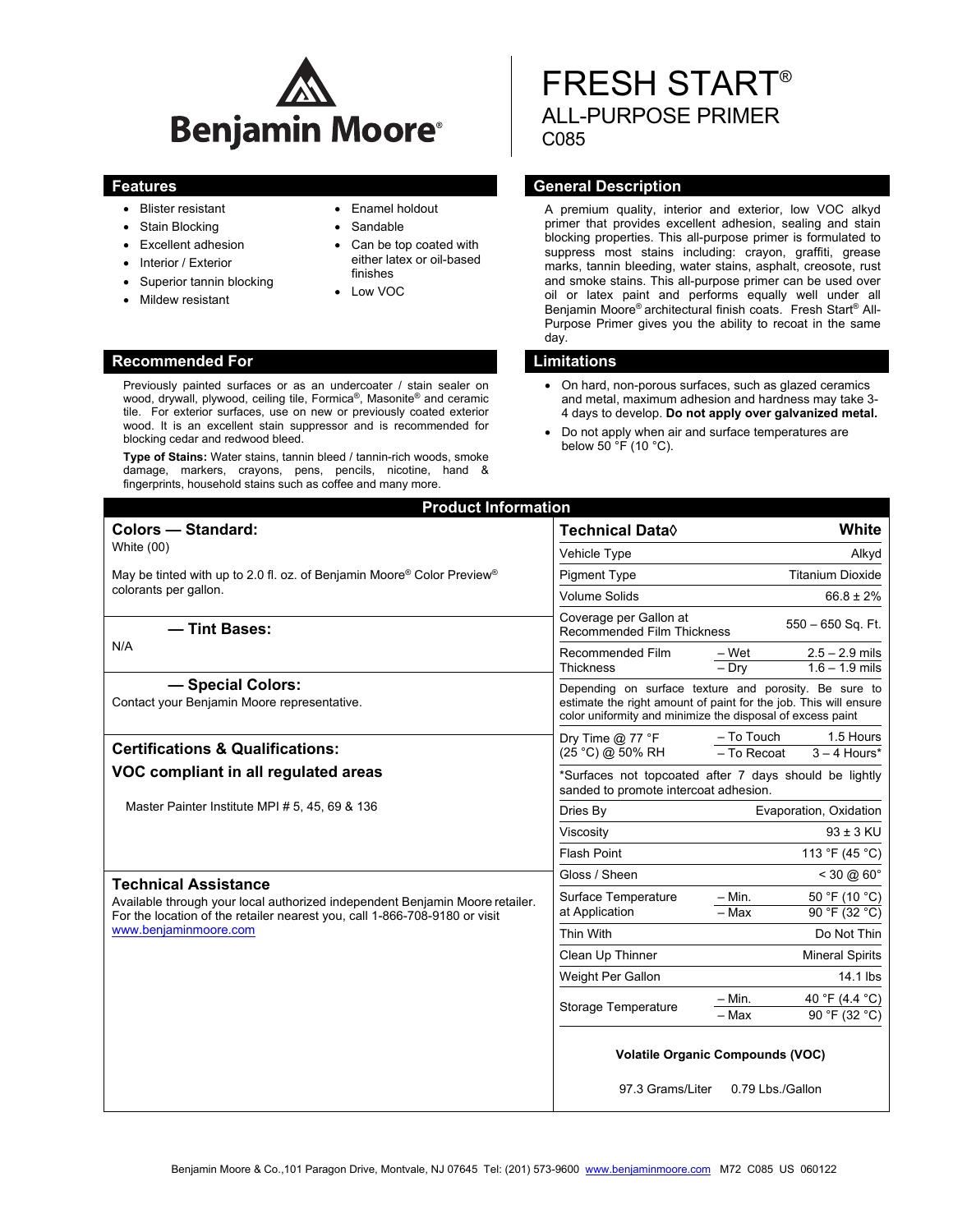Benjamin Moore®

# FRESH START®

## ALL-PURPOSE PRIMER

C085

## Features

- Blister resistant
- Stain Blocking
- Excellent adhesion
- Interior / Exterior
- Superior tannin blocking
- Mildew resistant
- Enamel holdout
- Sandable
- Can be top coated with either latex or oil-based finishes
- Low VOC

## General Description

A premium quality, interior and exterior, low VOC alkyd primer that provides excellent adhesion, sealing and stain blocking properties. This all-purpose primer is formulated to suppress most stains including: crayon, graffiti, grease marks, tannin bleeding, water stains, asphalt, creosote, rust and smoke stains. This all-purpose primer can be used over oil or latex paint and performs equally well under all Benjamin Moore® architectural finish coats. Fresh Start® All-Purpose Primer gives you the ability to recoat in the same day.

## Recommended For

Previously painted surfaces or as an undercoater / stain sealer on wood, drywall, plywood, ceiling tile, Formica®, Masonite® and ceramic tile. For exterior surfaces, use on new or previously coated exterior wood. It is an excellent stain suppressor and is recommended for blocking cedar and redwood bleed.

**Type of Stains:** Water stains, tannin bleed / tannin-rich woods, smoke damage, markers, crayons, pens, pencils, nicotine, hand & fingerprints, household stains such as coffee and many more.

## Limitations

- On hard, non-porous surfaces, such as glazed ceramics and metal, maximum adhesion and hardness may take 3-4 days to develop. **Do not apply over galvanized metal.**
- Do not apply when air and surface temperatures are below 50 °F (10 °C).

## Product Information

### Colors — Standard:

White (00)

May be tinted with up to 2.0 fl. oz. of Benjamin Moore® Color Preview® colorants per gallon.

### — Tint Bases:

N/A

### — Special Colors:

Contact your Benjamin Moore representative.

### Certifications & Qualifications:

### VOC compliant in all regulated areas

Master Painter Institute MPI # 5, 45, 69 & 136

### Technical Assistance

Available through your local authorized independent Benjamin Moore retailer. For the location of the retailer nearest you, call 1-866-708-9180 or visit www.benjaminmoore.com

| Technical Data◊ | | White |
|---|---|---|
| Vehicle Type | | Alkyd |
| Pigment Type | | Titanium Dioxide |
| Volume Solids | | 66.8 ± 2% |
| Coverage per Gallon at Recommended Film Thickness | | 550 – 650 Sq. Ft. |
| Recommended Film Thickness | – Wet | 2.5 – 2.9 mils |
| | – Dry | 1.6 – 1.9 mils |
| Depending on surface texture and porosity. Be sure to estimate the right amount of paint for the job. This will ensure color uniformity and minimize the disposal of excess paint | | |
| Dry Time @ 77 °F (25 °C) @ 50% RH | – To Touch | 1.5 Hours |
| | – To Recoat | 3 – 4 Hours* |
| *Surfaces not topcoated after 7 days should be lightly sanded to promote intercoat adhesion. | | |
| Dries By | | Evaporation, Oxidation |
| Viscosity | | 93 ± 3 KU |
| Flash Point | | 113 °F (45 °C) |
| Gloss / Sheen | | < 30 @ 60° |
| Surface Temperature at Application | – Min. | 50 °F (10 °C) |
| | – Max | 90 °F (32 °C) |
| Thin With | | Do Not Thin |
| Clean Up Thinner | | Mineral Spirits |
| Weight Per Gallon | | 14.1 lbs |
| Storage Temperature | – Min. | 40 °F (4.4 °C) |
| | – Max | 90 °F (32 °C) |

**Volatile Organic Compounds (VOC)**

97.3 Grams/Liter 0.79 Lbs./Gallon

Benjamin Moore & Co.,101 Paragon Drive, Montvale, NJ 07645 Tel: (201) 573-9600 www.benjaminmoore.com M72 C085 US 060122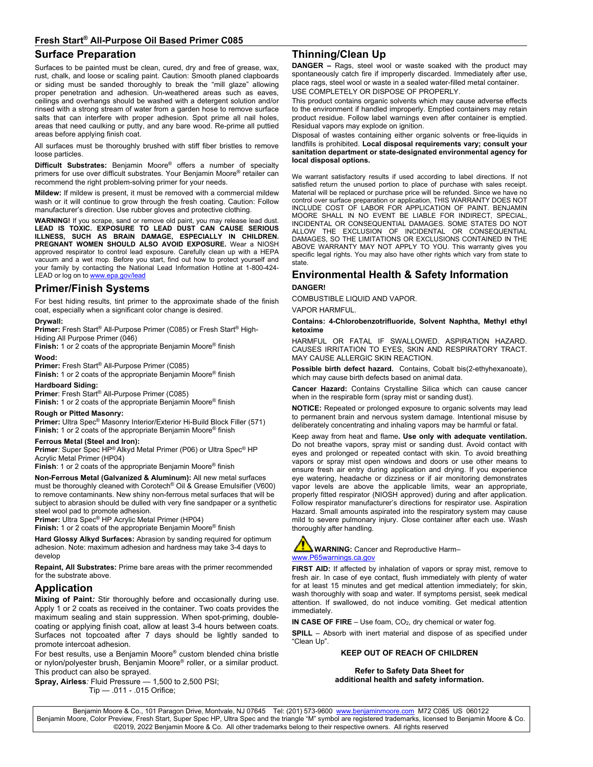# Fresh Start® All-Purpose Oil Based Primer C085

## Surface Preparation

Surfaces to be painted must be clean, cured, dry and free of grease, wax, rust, chalk, and loose or scaling paint. Caution: Smooth planed clapboards or siding must be sanded thoroughly to break the "mill glaze" allowing proper penetration and adhesion. Un-weathered areas such as eaves, ceilings and overhangs should be washed with a detergent solution and/or rinsed with a strong stream of water from a garden hose to remove surface salts that can interfere with proper adhesion. Spot prime all nail holes, areas that need caulking or putty, and any bare wood. Re-prime all puttied areas before applying finish coat.

All surfaces must be thoroughly brushed with stiff fiber bristles to remove loose particles.

**Difficult Substrates:** Benjamin Moore® offers a number of specialty primers for use over difficult substrates. Your Benjamin Moore® retailer can recommend the right problem-solving primer for your needs.

**Mildew:** If mildew is present, it must be removed with a commercial mildew wash or it will continue to grow through the fresh coating. Caution: Follow manufacturer's direction. Use rubber gloves and protective clothing.

**WARNING!** If you scrape, sand or remove old paint, you may release lead dust. **LEAD IS TOXIC. EXPOSURE TO LEAD DUST CAN CAUSE SERIOUS ILLNESS, SUCH AS BRAIN DAMAGE, ESPECIALLY IN CHILDREN. PREGNANT WOMEN SHOULD ALSO AVOID EXPOSURE.** Wear a NIOSH approved respirator to control lead exposure. Carefully clean up with a HEPA vacuum and a wet mop. Before you start, find out how to protect yourself and your family by contacting the National Lead Information Hotline at 1-800-424-LEAD or log on to www.epa.gov/lead

## Primer/Finish Systems

For best hiding results, tint primer to the approximate shade of the finish coat, especially when a significant color change is desired.

**Drywall:**
**Primer:** Fresh Start® All-Purpose Primer (C085) or Fresh Start® High-Hiding All Purpose Primer (046)
**Finish:** 1 or 2 coats of the appropriate Benjamin Moore® finish

**Wood:**
**Primer:** Fresh Start® All-Purpose Primer (C085)
**Finish:** 1 or 2 coats of the appropriate Benjamin Moore® finish

**Hardboard Siding:**
**Primer**: Fresh Start® All-Purpose Primer (C085)
**Finish:** 1 or 2 coats of the appropriate Benjamin Moore® finish

**Rough or Pitted Masonry:**
**Primer:** Ultra Spec® Masonry Interior/Exterior Hi-Build Block Filler (571)
**Finish:** 1 or 2 coats of the appropriate Benjamin Moore® finish

**Ferrous Metal (Steel and Iron):**
**Primer**: Super Spec HP® Alkyd Metal Primer (P06) or Ultra Spec® HP Acrylic Metal Primer (HP04)
**Finish**: 1 or 2 coats of the appropriate Benjamin Moore® finish

**Non-Ferrous Metal (Galvanized & Aluminum):** All new metal surfaces must be thoroughly cleaned with Corotech® Oil & Grease Emulsifier (V600) to remove contaminants. New shiny non-ferrous metal surfaces that will be subject to abrasion should be dulled with very fine sandpaper or a synthetic steel wool pad to promote adhesion.
**Primer:** Ultra Spec® HP Acrylic Metal Primer (HP04)
**Finish:** 1 or 2 coats of the appropriate Benjamin Moore® finish

**Hard Glossy Alkyd Surfaces:** Abrasion by sanding required for optimum adhesion. Note: maximum adhesion and hardness may take 3-4 days to develop

**Repaint, All Substrates:** Prime bare areas with the primer recommended for the substrate above.

## Application

**Mixing of Paint:** Stir thoroughly before and occasionally during use. Apply 1 or 2 coats as received in the container. Two coats provides the maximum sealing and stain suppression. When spot-priming, double-coating or applying finish coat, allow at least 3-4 hours between coats. Surfaces not topcoated after 7 days should be lightly sanded to promote intercoat adhesion.

For best results, use a Benjamin Moore® custom blended china bristle or nylon/polyester brush, Benjamin Moore® roller, or a similar product. This product can also be sprayed.

**Spray, Airless**: Fluid Pressure — 1,500 to 2,500 PSI;
Tip — .011 - .015 Orifice;

## Thinning/Clean Up

**DANGER –** Rags, steel wool or waste soaked with the product may spontaneously catch fire if improperly discarded. Immediately after use, place rags, steel wool or waste in a sealed water-filled metal container. USE COMPLETELY OR DISPOSE OF PROPERLY.

This product contains organic solvents which may cause adverse effects to the environment if handled improperly. Emptied containers may retain product residue. Follow label warnings even after container is emptied. Residual vapors may explode on ignition.

Disposal of wastes containing either organic solvents or free-liquids in landfills is prohibited. **Local disposal requirements vary; consult your sanitation department or state-designated environmental agency for local disposal options.**

We warrant satisfactory results if used according to label directions. If not satisfied return the unused portion to place of purchase with sales receipt. Material will be replaced or purchase price will be refunded. Since we have no control over surface preparation or application, THIS WARRANTY DOES NOT INCLUDE COST OF LABOR FOR APPLICATION OF PAINT. BENJAMIN MOORE SHALL IN NO EVENT BE LIABLE FOR INDIRECT, SPECIAL, INCIDENTAL OR CONSEQUENTIAL DAMAGES. SOME STATES DO NOT ALLOW THE EXCLUSION OF INCIDENTAL OR CONSEQUENTIAL DAMAGES, SO THE LIMITATIONS OR EXCLUSIONS CONTAINED IN THE ABOVE WARRANTY MAY NOT APPLY TO YOU. This warranty gives you specific legal rights. You may also have other rights which vary from state to state.

## Environmental Health & Safety Information

**DANGER!**

COMBUSTIBLE LIQUID AND VAPOR.

VAPOR HARMFUL.

**Contains: 4-Chlorobenzotrifluoride, Solvent Naphtha, Methyl ethyl ketoxime**

HARMFUL OR FATAL IF SWALLOWED. ASPIRATION HAZARD. CAUSES IRRITATION TO EYES, SKIN AND RESPIRATORY TRACT. MAY CAUSE ALLERGIC SKIN REACTION.

**Possible birth defect hazard.** Contains, Cobalt bis(2-ethyhexanoate), which may cause birth defects based on animal data.

**Cancer Hazard:** Contains Crystalline Silica which can cause cancer when in the respirable form (spray mist or sanding dust).

**NOTICE:** Repeated or prolonged exposure to organic solvents may lead to permanent brain and nervous system damage. Intentional misuse by deliberately concentrating and inhaling vapors may be harmful or fatal.

Keep away from heat and flame**. Use only with adequate ventilation.** Do not breathe vapors, spray mist or sanding dust. Avoid contact with eyes and prolonged or repeated contact with skin. To avoid breathing vapors or spray mist open windows and doors or use other means to ensure fresh air entry during application and drying. If you experience eye watering, headache or dizziness or if air monitoring demonstrates vapor levels are above the applicable limits, wear an appropriate, properly fitted respirator (NIOSH approved) during and after application. Follow respirator manufacturer's directions for respirator use. Aspiration Hazard. Small amounts aspirated into the respiratory system may cause mild to severe pulmonary injury. Close container after each use. Wash thoroughly after handling.

**WARNING:** Cancer and Reproductive Harm– www.P65warnings.ca.gov

**FIRST AID:** If affected by inhalation of vapors or spray mist, remove to fresh air. In case of eye contact, flush immediately with plenty of water for at least 15 minutes and get medical attention immediately; for skin, wash thoroughly with soap and water. If symptoms persist, seek medical attention. If swallowed, do not induce vomiting. Get medical attention immediately.

**IN CASE OF FIRE** – Use foam, $CO_2$, dry chemical or water fog.

**SPILL** – Absorb with inert material and dispose of as specified under "Clean Up".

**KEEP OUT OF REACH OF CHILDREN**

**Refer to Safety Data Sheet for additional health and safety information.**

Benjamin Moore & Co., 101 Paragon Drive, Montvale, NJ 07645 Tel: (201) 573-9600 www.benjaminmoore.com M72 C085 US 060122
Benjamin Moore, Color Preview, Fresh Start, Super Spec HP, Ultra Spec and the triangle "M" symbol are registered trademarks, licensed to Benjamin Moore & Co.
©2019, 2022 Benjamin Moore & Co. All other trademarks belong to their respective owners. All rights reserved